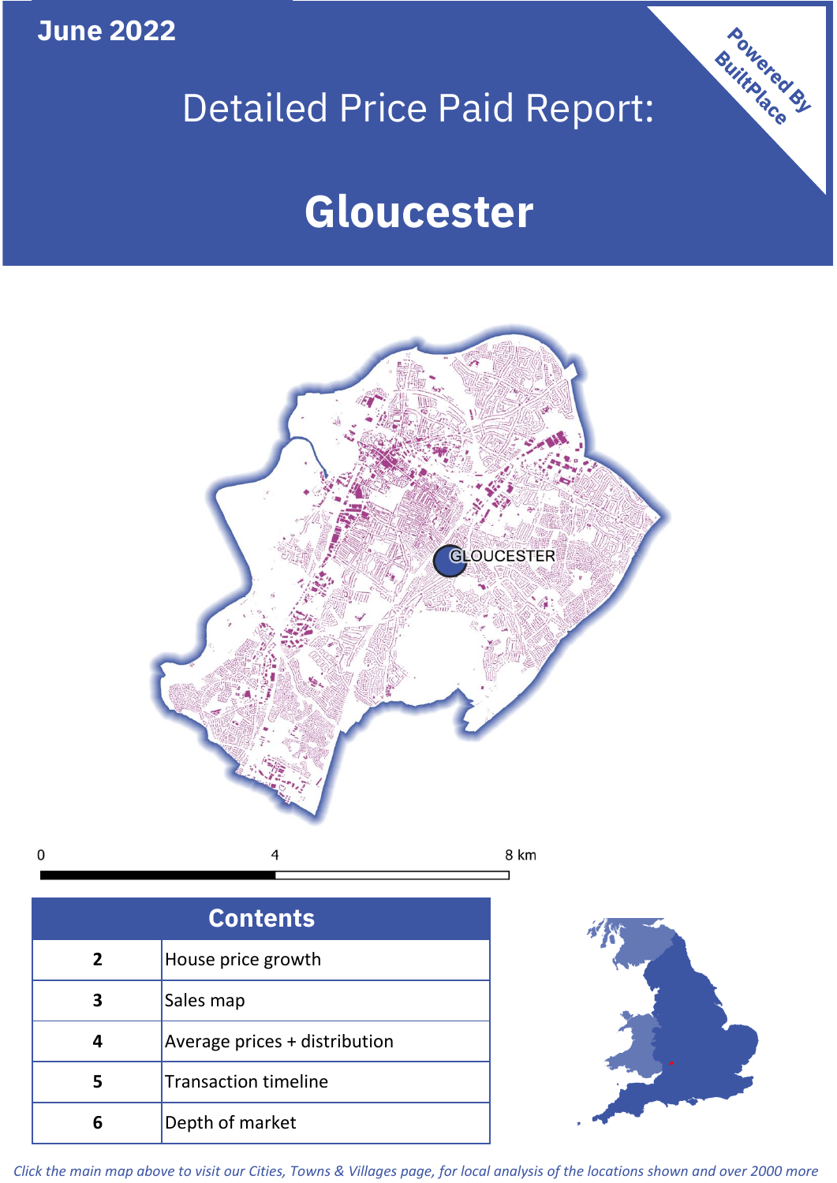June 2022

# Detailed Price Paid Report:

# Gloucester

Powered By BuiltPlace

GLOUCESTER

0 4 8 km

| Contents | |
|---|---|
| 2 | House price growth |
| 3 | Sales map |
| 4 | Average prices + distribution |
| 5 | Transaction timeline |
| 6 | Depth of market |

*Click the main map above to visit our Cities, Towns & Villages page, for local analysis of the locations shown and over 2000 more*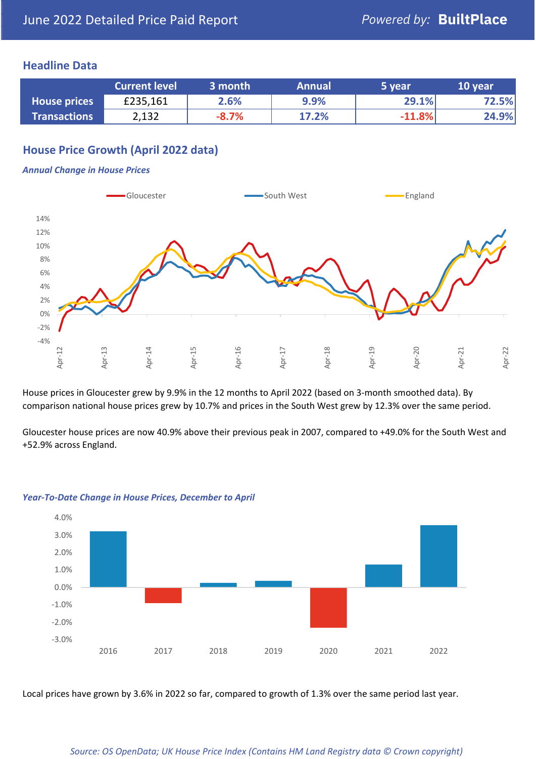June 2022 Detailed Price Paid Report

*Powered by:* **BuiltPlace**

## Headline Data

| | Current level | 3 month | Annual | 5 year | 10 year |
|---|---|---|---|---|---|
| **House prices** | £235,161 | 2.6% | 9.9% | 29.1% | 72.5% |
| **Transactions** | 2,132 | -8.7% | 17.2% | -11.8% | 24.9% |

## House Price Growth (April 2022 data)

***Annual Change in House Prices***

House prices in Gloucester grew by 9.9% in the 12 months to April 2022 (based on 3-month smoothed data). By comparison national house prices grew by 10.7% and prices in the South West grew by 12.3% over the same period.

Gloucester house prices are now 40.9% above their previous peak in 2007, compared to +49.0% for the South West and +52.9% across England.

***Year-To-Date Change in House Prices, December to April***

Local prices have grown by 3.6% in 2022 so far, compared to growth of 1.3% over the same period last year.

*Source: OS OpenData; UK House Price Index (Contains HM Land Registry data © Crown copyright)*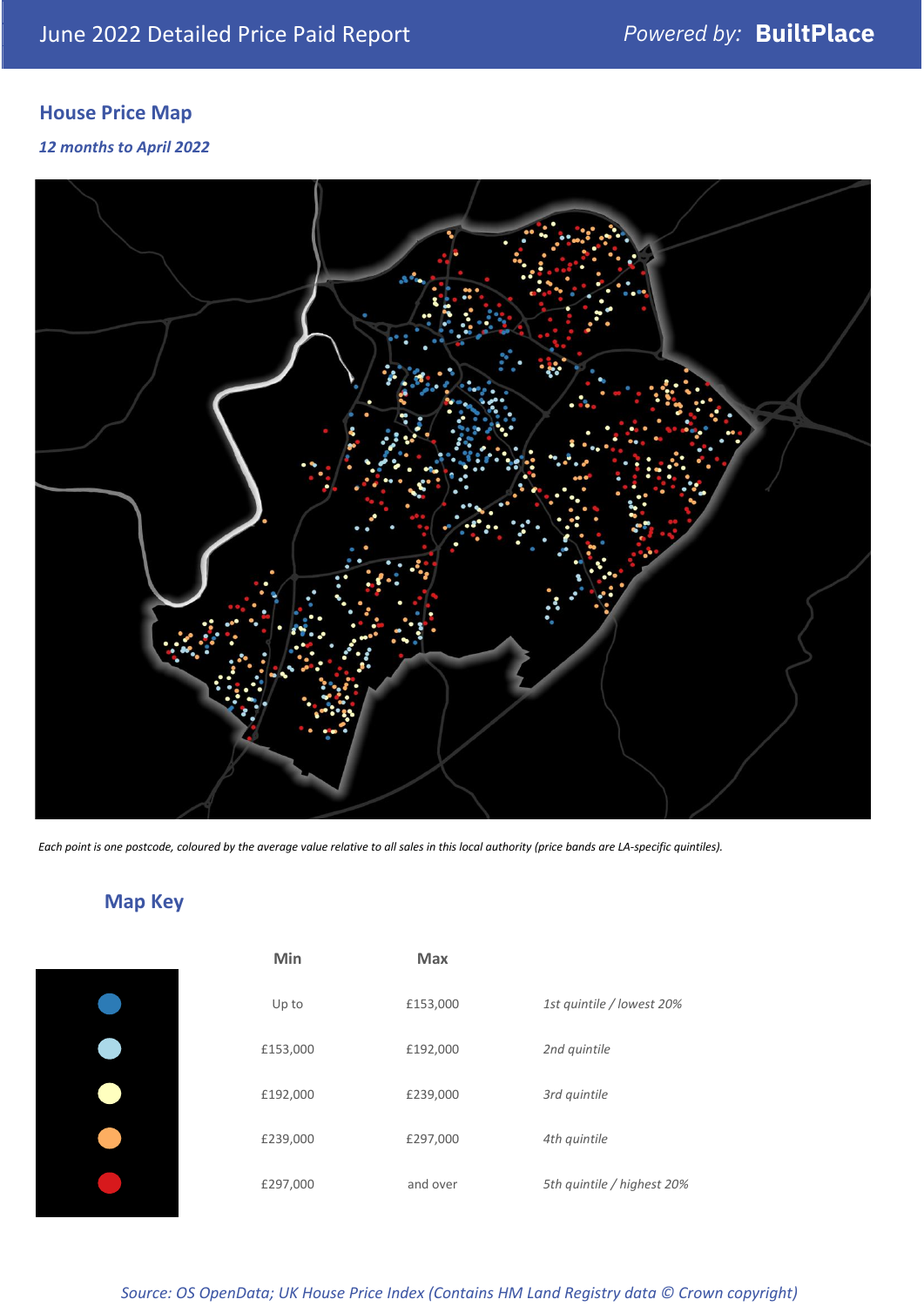# June 2022 Detailed Price Paid Report

*Powered by:* **BuiltPlace**

## House Price Map

***12 months to April 2022***

*Each point is one postcode, coloured by the average value relative to all sales in this local authority (price bands are LA-specific quintiles).*

## Map Key

| | Min | Max | |
|---|---|---|---|
| Blue | Up to | £153,000 | *1st quintile / lowest 20%* |
| Light blue | £153,000 | £192,000 | *2nd quintile* |
| Light yellow | £192,000 | £239,000 | *3rd quintile* |
| Orange | £239,000 | £297,000 | *4th quintile* |
| Red | £297,000 | and over | *5th quintile / highest 20%* |

*Source: OS OpenData; UK House Price Index (Contains HM Land Registry data © Crown copyright)*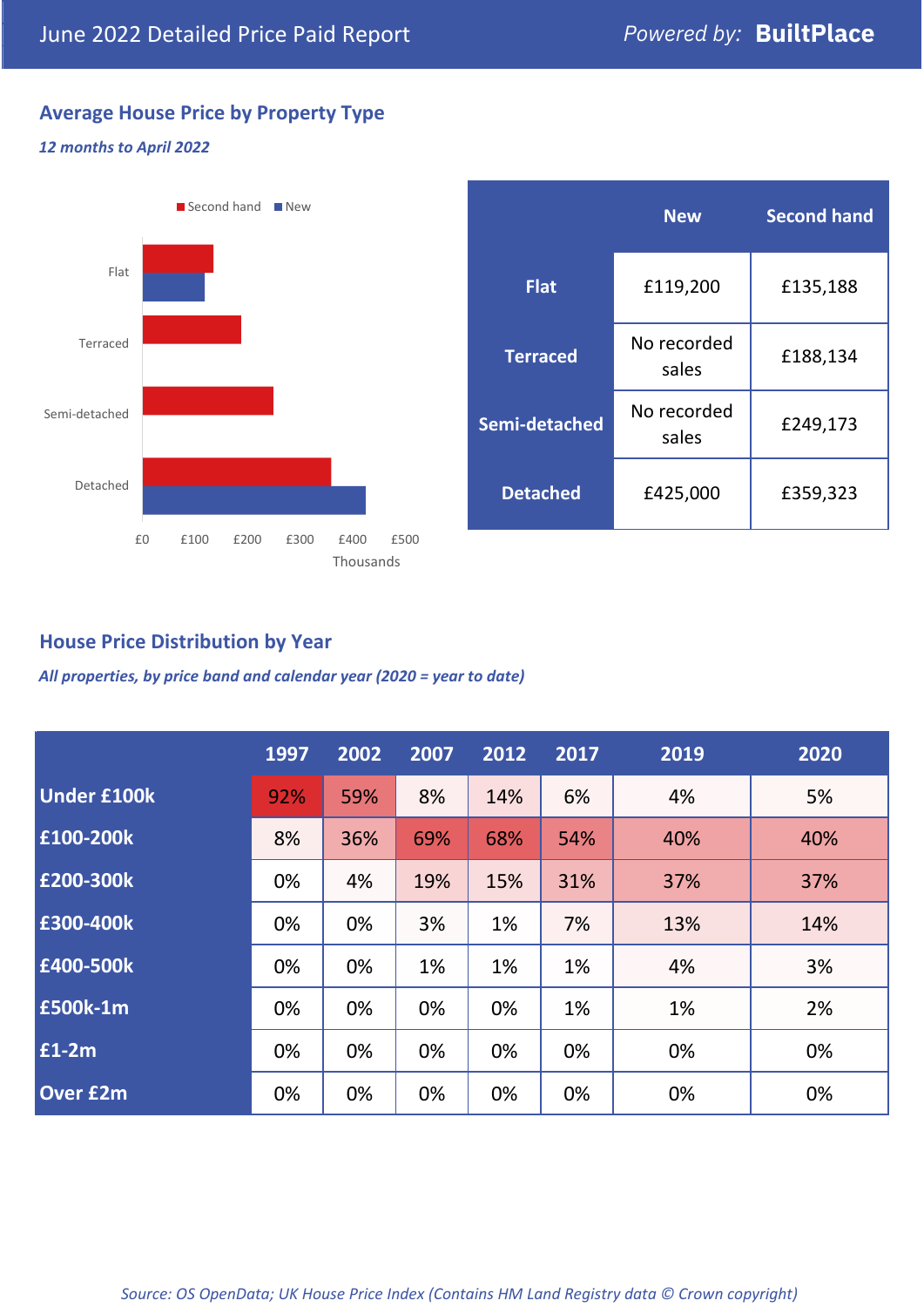# June 2022 Detailed Price Paid Report

Powered by: **BuiltPlace**

## Average House Price by Property Type

*12 months to April 2022*

Second hand ■ New ■

| | New | Second hand |
|---|---|---|
| **Flat** | £119,200 | £135,188 |
| **Terraced** | No recorded sales | £188,134 |
| **Semi-detached** | No recorded sales | £249,173 |
| **Detached** | £425,000 | £359,323 |

## House Price Distribution by Year

*All properties, by price band and calendar year (2020 = year to date)*

| | 1997 | 2002 | 2007 | 2012 | 2017 | 2019 | 2020 |
|---|---|---|---|---|---|---|---|
| **Under £100k** | 92% | 59% | 8% | 14% | 6% | 4% | 5% |
| **£100-200k** | 8% | 36% | 69% | 68% | 54% | 40% | 40% |
| **£200-300k** | 0% | 4% | 19% | 15% | 31% | 37% | 37% |
| **£300-400k** | 0% | 0% | 3% | 1% | 7% | 13% | 14% |
| **£400-500k** | 0% | 0% | 1% | 1% | 1% | 4% | 3% |
| **£500k-1m** | 0% | 0% | 0% | 0% | 1% | 1% | 2% |
| **£1-2m** | 0% | 0% | 0% | 0% | 0% | 0% | 0% |
| **Over £2m** | 0% | 0% | 0% | 0% | 0% | 0% | 0% |

*Source: OS OpenData; UK House Price Index (Contains HM Land Registry data © Crown copyright)*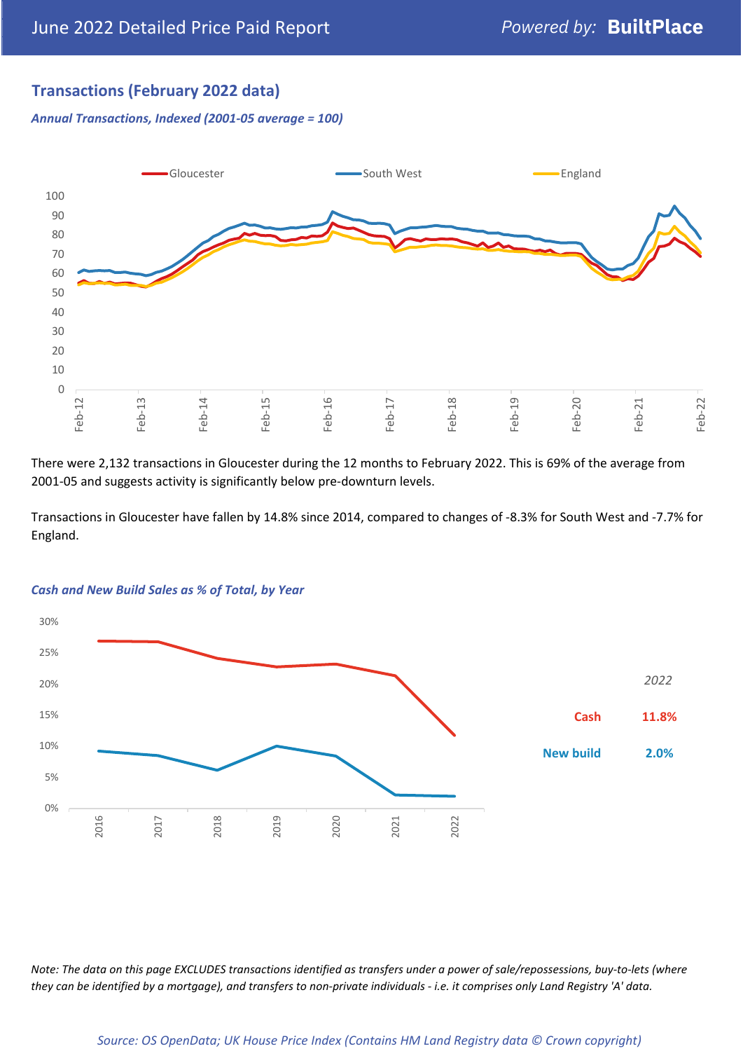## Transactions (February 2022 data)

### *Annual Transactions, Indexed (2001-05 average = 100)*

There were 2,132 transactions in Gloucester during the 12 months to February 2022. This is 69% of the average from 2001-05 and suggests activity is significantly below pre-downturn levels.

Transactions in Gloucester have fallen by 14.8% since 2014, compared to changes of -8.3% for South West and -7.7% for England.

### *Cash and New Build Sales as % of Total, by Year*

| 2022 | |
|---|---|
| Cash | 11.8% |
| New build | 2.0% |

*Note: The data on this page EXCLUDES transactions identified as transfers under a power of sale/repossessions, buy-to-lets (where they can be identified by a mortgage), and transfers to non-private individuals - i.e. it comprises only Land Registry 'A' data.*

*Source: OS OpenData; UK House Price Index (Contains HM Land Registry data © Crown copyright)*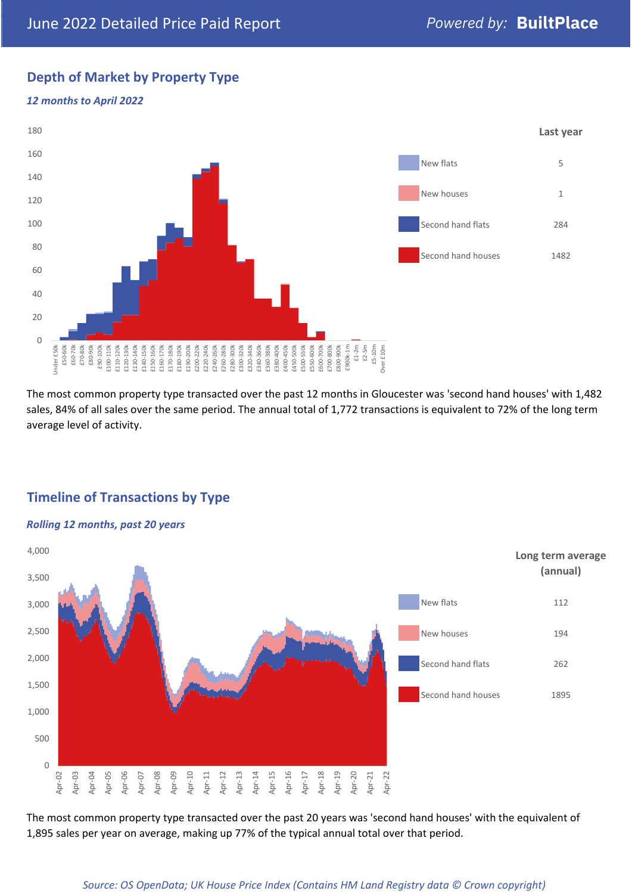June 2022 Detailed Price Paid Report

*Powered by:* **BuiltPlace**

## Depth of Market by Property Type

***12 months to April 2022***

180
160
140
120
100
80
60
40
20
0

Under £50k, £50-60k, £60-70k, £70-80k, £80-90k, £90-100k, £100-110k, £110-120k, £120-130k, £130-140k, £140-150k, £150-160k, £160-170k, £170-180k, £180-190k, £190-200k, £200-220k, £220-240k, £240-260k, £260-280k, £280-300k, £300-320k, £320-340k, £340-360k, £360-380k, £380-400k, £400-450k, £450-500k, £500-550k, £550-600k, £600-700k, £700-800k, £800-900k, £900k-1m, £1-2m, £2-5m, £5-10m, Over £10m

**Last year**

New flats 5
New houses 1
Second hand flats 284
Second hand houses 1482

The most common property type transacted over the past 12 months in Gloucester was 'second hand houses' with 1,482 sales, 84% of all sales over the same period. The annual total of 1,772 transactions is equivalent to 72% of the long term average level of activity.

## Timeline of Transactions by Type

***Rolling 12 months, past 20 years***

4,000
3,500
3,000
2,500
2,000
1,500
1,000
500
0

Apr-02, Apr-03, Apr-04, Apr-05, Apr-06, Apr-07, Apr-08, Apr-09, Apr-10, Apr-11, Apr-12, Apr-13, Apr-14, Apr-15, Apr-16, Apr-17, Apr-18, Apr-19, Apr-20, Apr-21, Apr-22

**Long term average (annual)**

New flats 112
New houses 194
Second hand flats 262
Second hand houses 1895

The most common property type transacted over the past 20 years was 'second hand houses' with the equivalent of 1,895 sales per year on average, making up 77% of the typical annual total over that period.

*Source: OS OpenData; UK House Price Index (Contains HM Land Registry data © Crown copyright)*